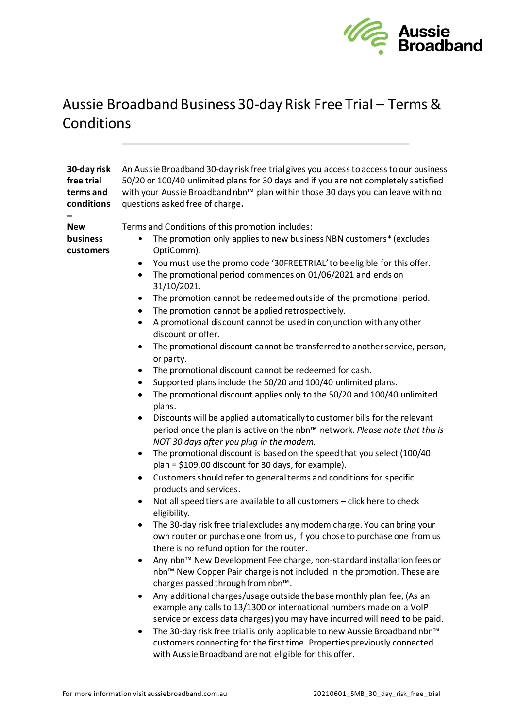# Aussie Broadband Business 30-day Risk Free Trial – Terms & Conditions

---

**30-day risk free trial terms and conditions – New business customers**

An Aussie Broadband 30-day risk free trial gives you access to access to our business 50/20 or 100/40 unlimited plans for 30 days and if you are not completely satisfied with your Aussie Broadband nbn™ plan within those 30 days you can leave with no questions asked free of charge**.**

Terms and Conditions of this promotion includes:

- The promotion only applies to new business NBN customers* (excludes OptiComm).
- You must use the promo code '30FREETRIAL' to be eligible for this offer.
- The promotional period commences on 01/06/2021 and ends on 31/10/2021.
- The promotion cannot be redeemed outside of the promotional period.
- The promotion cannot be applied retrospectively.
- A promotional discount cannot be used in conjunction with any other discount or offer.
- The promotional discount cannot be transferred to another service, person, or party.
- The promotional discount cannot be redeemed for cash.
- Supported plans include the 50/20 and 100/40 unlimited plans.
- The promotional discount applies only to the 50/20 and 100/40 unlimited plans.
- Discounts will be applied automatically to customer bills for the relevant period once the plan is active on the nbn™ network. *Please note that this is NOT 30 days after you plug in the modem.*
- The promotional discount is based on the speed that you select (100/40 plan = $109.00 discount for 30 days, for example).
- Customers should refer to general terms and conditions for specific products and services.
- Not all speed tiers are available to all customers – click here to check eligibility.
- The 30-day risk free trial excludes any modem charge. You can bring your own router or purchase one from us, if you chose to purchase one from us there is no refund option for the router.
- Any nbn™ New Development Fee charge, non-standard installation fees or nbn™ New Copper Pair charge is not included in the promotion. These are charges passed through from nbn™.
- Any additional charges/usage outside the base monthly plan fee, (As an example any calls to 13/1300 or international numbers made on a VoIP service or excess data charges) you may have incurred will need to be paid.
- The 30-day risk free trial is only applicable to new Aussie Broadband nbn™ customers connecting for the first time. Properties previously connected with Aussie Broadband are not eligible for this offer.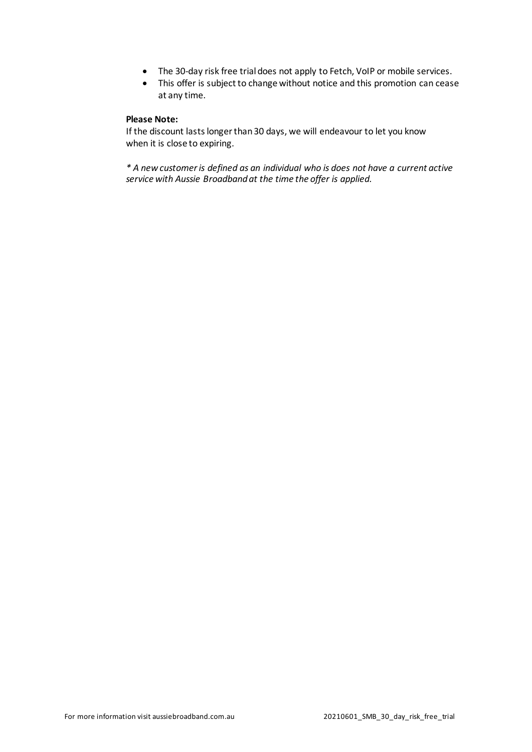- The 30-day risk free trial does not apply to Fetch, VoIP or mobile services.
- This offer is subject to change without notice and this promotion can cease at any time.

**Please Note:**
If the discount lasts longer than 30 days, we will endeavour to let you know when it is close to expiring.

*\* A new customer is defined as an individual who is does not have a current active service with Aussie Broadband at the time the offer is applied.*